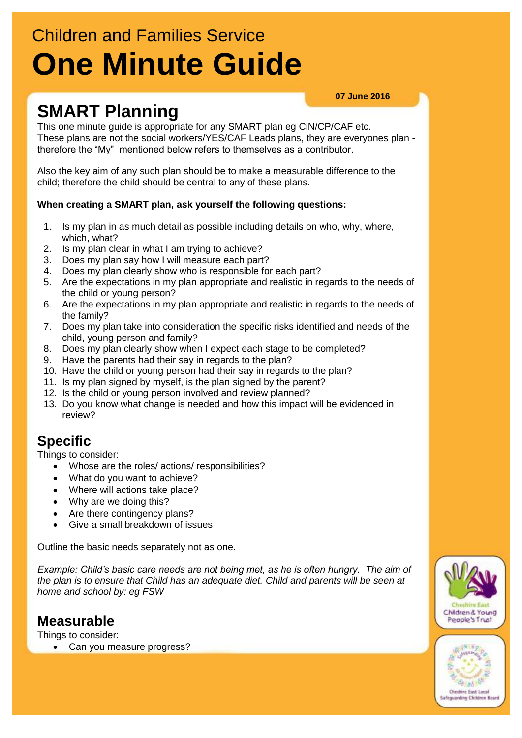Children and Families Service

# One Minute Guide

**07 June 2016**

## SMART Planning

This one minute guide is appropriate for any SMART plan eg CiN/CP/CAF etc. These plans are not the social workers/YES/CAF Leads plans, they are everyones plan - therefore the "My" mentioned below refers to themselves as a contributor.

Also the key aim of any such plan should be to make a measurable difference to the child; therefore the child should be central to any of these plans.

**When creating a SMART plan, ask yourself the following questions:**

1. Is my plan in as much detail as possible including details on who, why, where, which, what?
2. Is my plan clear in what I am trying to achieve?
3. Does my plan say how I will measure each part?
4. Does my plan clearly show who is responsible for each part?
5. Are the expectations in my plan appropriate and realistic in regards to the needs of the child or young person?
6. Are the expectations in my plan appropriate and realistic in regards to the needs of the family?
7. Does my plan take into consideration the specific risks identified and needs of the child, young person and family?
8. Does my plan clearly show when I expect each stage to be completed?
9. Have the parents had their say in regards to the plan?
10. Have the child or young person had their say in regards to the plan?
11. Is my plan signed by myself, is the plan signed by the parent?
12. Is the child or young person involved and review planned?
13. Do you know what change is needed and how this impact will be evidenced in review?

## Specific

Things to consider:

- Whose are the roles/ actions/ responsibilities?
- What do you want to achieve?
- Where will actions take place?
- Why are we doing this?
- Are there contingency plans?
- Give a small breakdown of issues

Outline the basic needs separately not as one.

*Example: Child's basic care needs are not being met, as he is often hungry. The aim of the plan is to ensure that Child has an adequate diet. Child and parents will be seen at home and school by: eg FSW*

## Measurable

Things to consider:

- Can you measure progress?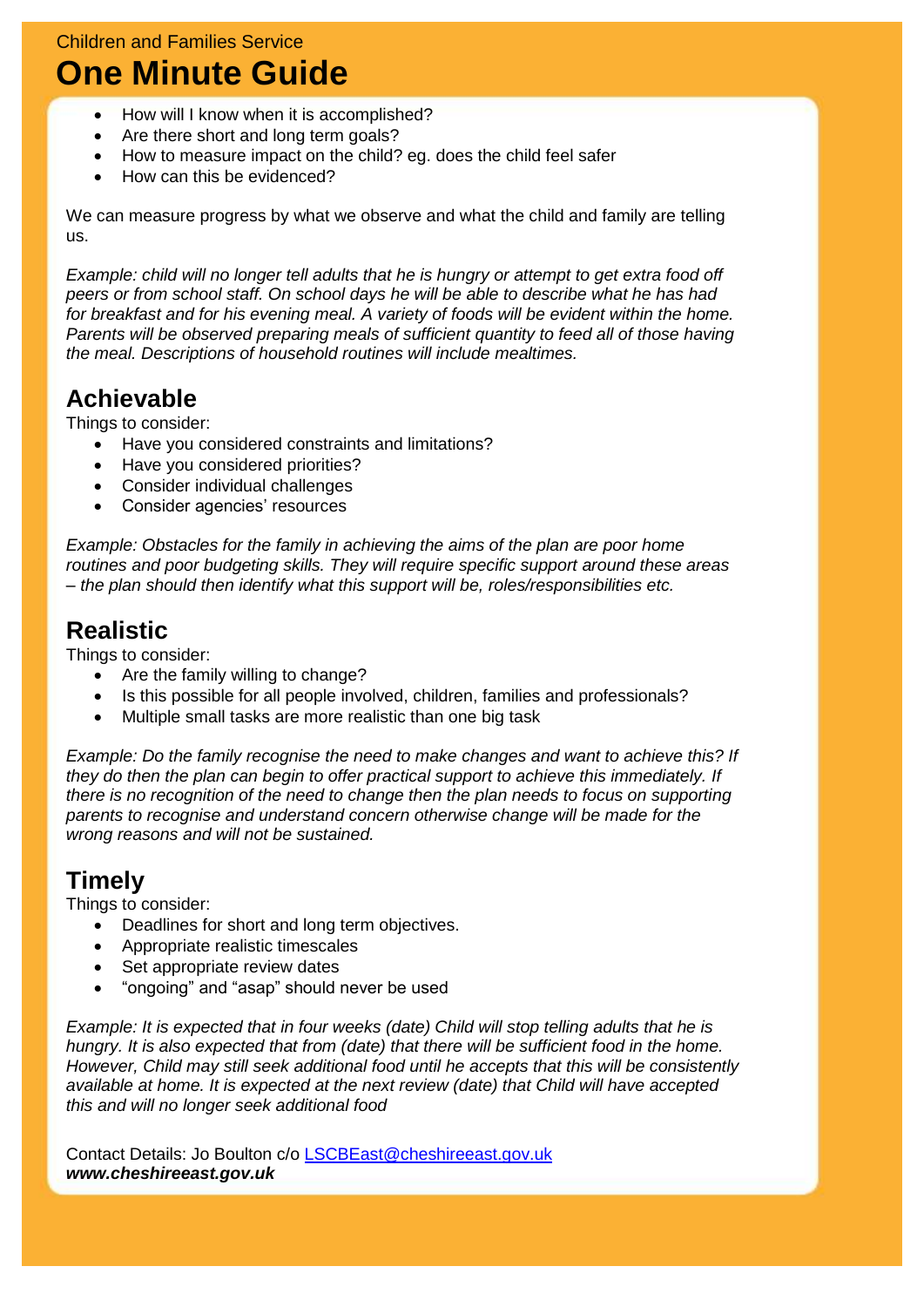- How will I know when it is accomplished?
- Are there short and long term goals?
- How to measure impact on the child? eg. does the child feel safer
- How can this be evidenced?

We can measure progress by what we observe and what the child and family are telling us.

*Example: child will no longer tell adults that he is hungry or attempt to get extra food off peers or from school staff. On school days he will be able to describe what he has had for breakfast and for his evening meal. A variety of foods will be evident within the home. Parents will be observed preparing meals of sufficient quantity to feed all of those having the meal. Descriptions of household routines will include mealtimes.*

## Achievable

Things to consider:

- Have you considered constraints and limitations?
- Have you considered priorities?
- Consider individual challenges
- Consider agencies' resources

*Example: Obstacles for the family in achieving the aims of the plan are poor home routines and poor budgeting skills. They will require specific support around these areas – the plan should then identify what this support will be, roles/responsibilities etc.*

## Realistic

Things to consider:

- Are the family willing to change?
- Is this possible for all people involved, children, families and professionals?
- Multiple small tasks are more realistic than one big task

*Example: Do the family recognise the need to make changes and want to achieve this? If they do then the plan can begin to offer practical support to achieve this immediately. If there is no recognition of the need to change then the plan needs to focus on supporting parents to recognise and understand concern otherwise change will be made for the wrong reasons and will not be sustained.*

## Timely

Things to consider:

- Deadlines for short and long term objectives.
- Appropriate realistic timescales
- Set appropriate review dates
- "ongoing" and "asap" should never be used

*Example: It is expected that in four weeks (date) Child will stop telling adults that he is hungry. It is also expected that from (date) that there will be sufficient food in the home. However, Child may still seek additional food until he accepts that this will be consistently available at home. It is expected at the next review (date) that Child will have accepted this and will no longer seek additional food*

Contact Details: Jo Boulton c/o LSCBEast@cheshireeast.gov.uk
***www.cheshireeast.gov.uk***